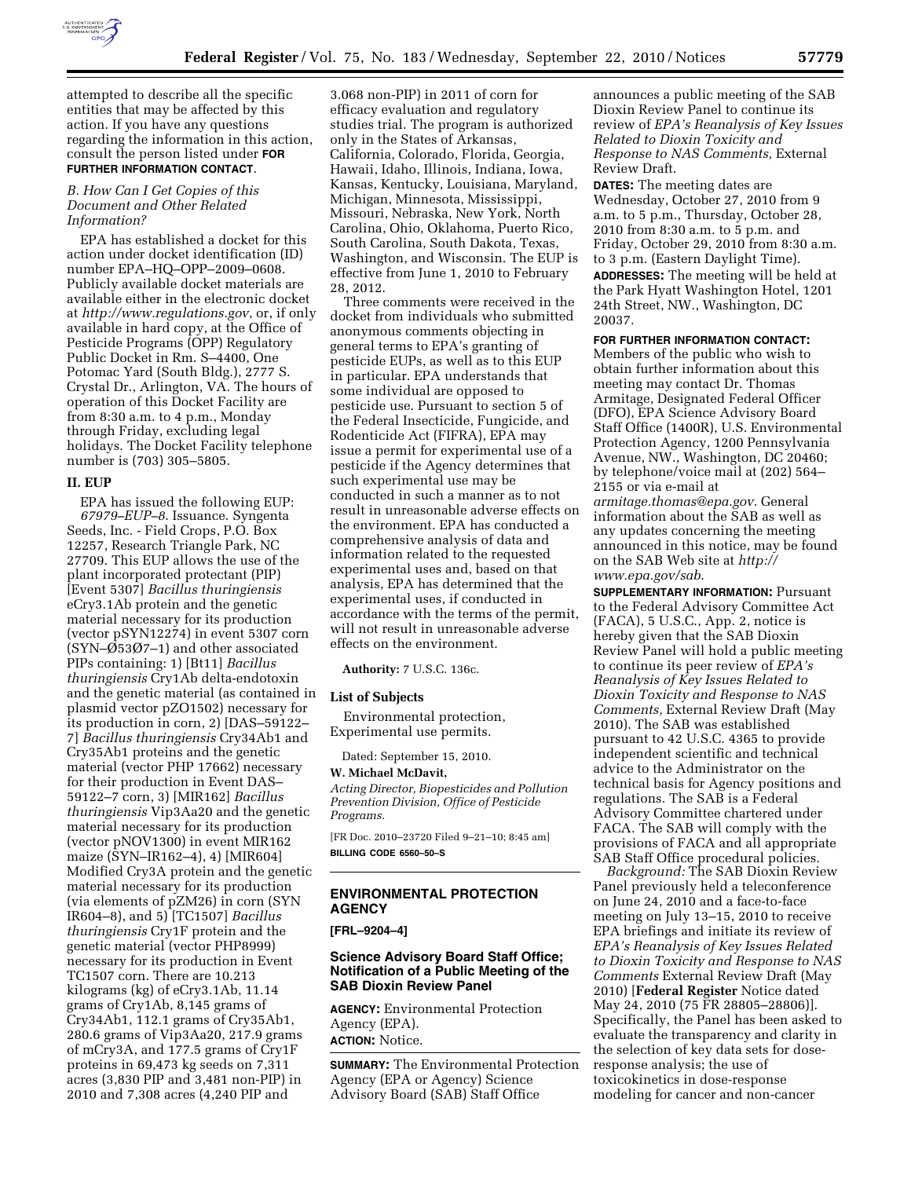attempted to describe all the specific entities that may be affected by this action. If you have any questions regarding the information in this action, consult the person listed under **FOR FURTHER INFORMATION CONTACT**.

### *B. How Can I Get Copies of this Document and Other Related Information?*

EPA has established a docket for this action under docket identification (ID) number EPA–HQ–OPP–2009–0608. Publicly available docket materials are available either in the electronic docket at *http://www.regulations.gov*, or, if only available in hard copy, at the Office of Pesticide Programs (OPP) Regulatory Public Docket in Rm. S–4400, One Potomac Yard (South Bldg.), 2777 S. Crystal Dr., Arlington, VA. The hours of operation of this Docket Facility are from 8:30 a.m. to 4 p.m., Monday through Friday, excluding legal holidays. The Docket Facility telephone number is (703) 305–5805.

## II. EUP

EPA has issued the following EUP: *67979–EUP–8*. Issuance. Syngenta Seeds, Inc. - Field Crops, P.O. Box 12257, Research Triangle Park, NC 27709. This EUP allows the use of the plant incorporated protectant (PIP) [Event 5307] *Bacillus thuringiensis* eCry3.1Ab protein and the genetic material necessary for its production (vector pSYN12274) in event 5307 corn (SYN–Ø53Ø7–1) and other associated PIPs containing: 1) [Bt11] *Bacillus thuringiensis* Cry1Ab delta-endotoxin and the genetic material (as contained in plasmid vector pZO1502) necessary for its production in corn, 2) [DAS–59122–7] *Bacillus thuringiensis* Cry34Ab1 and Cry35Ab1 proteins and the genetic material (vector PHP 17662) necessary for their production in Event DAS–59122–7 corn, 3) [MIR162] *Bacillus thuringiensis* Vip3Aa20 and the genetic material necessary for its production (vector pNOV1300) in event MIR162 maize (SYN–IR162–4), 4) [MIR604] Modified Cry3A protein and the genetic material necessary for its production (via elements of pZM26) in corn (SYN IR604–8), and 5) [TC1507] *Bacillus thuringiensis* Cry1F protein and the genetic material (vector PHP8999) necessary for its production in Event TC1507 corn. There are 10.213 kilograms (kg) of eCry3.1Ab, 11.14 grams of Cry1Ab, 8,145 grams of Cry34Ab1, 112.1 grams of Cry35Ab1, 280.6 grams of Vip3Aa20, 217.9 grams of mCry3A, and 177.5 grams of Cry1F proteins in 69,473 kg seeds on 7,311 acres (3,830 PIP and 3,481 non-PIP) in 2010 and 7,308 acres (4,240 PIP and 3.068 non-PIP) in 2011 of corn for efficacy evaluation and regulatory studies trial. The program is authorized only in the States of Arkansas, California, Colorado, Florida, Georgia, Hawaii, Idaho, Illinois, Indiana, Iowa, Kansas, Kentucky, Louisiana, Maryland, Michigan, Minnesota, Mississippi, Missouri, Nebraska, New York, North Carolina, Ohio, Oklahoma, Puerto Rico, South Carolina, South Dakota, Texas, Washington, and Wisconsin. The EUP is effective from June 1, 2010 to February 28, 2012.

Three comments were received in the docket from individuals who submitted anonymous comments objecting in general terms to EPA's granting of pesticide EUPs, as well as to this EUP in particular. EPA understands that some individual are opposed to pesticide use. Pursuant to section 5 of the Federal Insecticide, Fungicide, and Rodenticide Act (FIFRA), EPA may issue a permit for experimental use of a pesticide if the Agency determines that such experimental use may be conducted in such a manner as to not result in unreasonable adverse effects on the environment. EPA has conducted a comprehensive analysis of data and information related to the requested experimental uses and, based on that analysis, EPA has determined that the experimental uses, if conducted in accordance with the terms of the permit, will not result in unreasonable adverse effects on the environment.

**Authority:** 7 U.S.C. 136c.

### List of Subjects

Environmental protection, Experimental use permits.

Dated: September 15, 2010.

**W. Michael McDavit,**

*Acting Director, Biopesticides and Pollution Prevention Division, Office of Pesticide Programs.*

[FR Doc. 2010–23720 Filed 9–21–10; 8:45 am]

**BILLING CODE 6560–50–S**

---

## ENVIRONMENTAL PROTECTION AGENCY

**[FRL–9204–4]**

## Science Advisory Board Staff Office; Notification of a Public Meeting of the SAB Dioxin Review Panel

**AGENCY:** Environmental Protection Agency (EPA).

**ACTION:** Notice.

**SUMMARY:** The Environmental Protection Agency (EPA or Agency) Science Advisory Board (SAB) Staff Office announces a public meeting of the SAB Dioxin Review Panel to continue its review of *EPA's Reanalysis of Key Issues Related to Dioxin Toxicity and Response to NAS Comments,* External Review Draft.

**DATES:** The meeting dates are Wednesday, October 27, 2010 from 9 a.m. to 5 p.m., Thursday, October 28, 2010 from 8:30 a.m. to 5 p.m. and Friday, October 29, 2010 from 8:30 a.m. to 3 p.m. (Eastern Daylight Time).

**ADDRESSES:** The meeting will be held at the Park Hyatt Washington Hotel, 1201 24th Street, NW., Washington, DC 20037.

**FOR FURTHER INFORMATION CONTACT:** Members of the public who wish to obtain further information about this meeting may contact Dr. Thomas Armitage, Designated Federal Officer (DFO), EPA Science Advisory Board Staff Office (1400R), U.S. Environmental Protection Agency, 1200 Pennsylvania Avenue, NW., Washington, DC 20460; by telephone/voice mail at (202) 564–2155 or via e-mail at *armitage.thomas@epa.gov*. General information about the SAB as well as any updates concerning the meeting announced in this notice, may be found on the SAB Web site at *http://www.epa.gov/sab*.

**SUPPLEMENTARY INFORMATION:** Pursuant to the Federal Advisory Committee Act (FACA), 5 U.S.C., App. 2, notice is hereby given that the SAB Dioxin Review Panel will hold a public meeting to continue its peer review of *EPA's Reanalysis of Key Issues Related to Dioxin Toxicity and Response to NAS Comments,* External Review Draft (May 2010). The SAB was established pursuant to 42 U.S.C. 4365 to provide independent scientific and technical advice to the Administrator on the technical basis for Agency positions and regulations. The SAB is a Federal Advisory Committee chartered under FACA. The SAB will comply with the provisions of FACA and all appropriate SAB Staff Office procedural policies.

*Background:* The SAB Dioxin Review Panel previously held a teleconference on June 24, 2010 and a face-to-face meeting on July 13–15, 2010 to receive EPA briefings and initiate its review of *EPA's Reanalysis of Key Issues Related to Dioxin Toxicity and Response to NAS Comments* External Review Draft (May 2010) [**Federal Register** Notice dated May 24, 2010 (75 FR 28805–28806)]. Specifically, the Panel has been asked to evaluate the transparency and clarity in the selection of key data sets for dose-response analysis; the use of toxicokinetics in dose-response modeling for cancer and non-cancer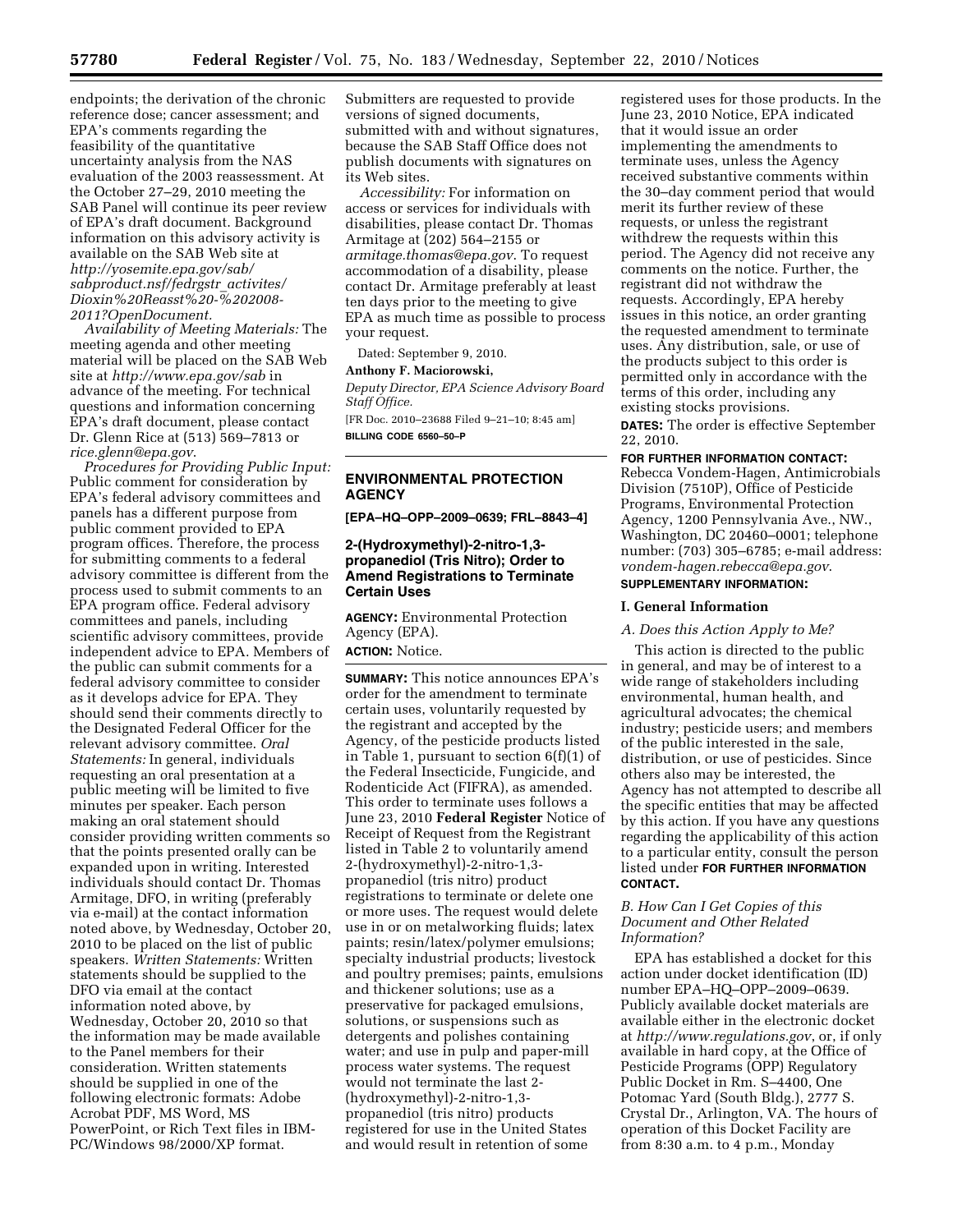endpoints; the derivation of the chronic reference dose; cancer assessment; and EPA's comments regarding the feasibility of the quantitative uncertainty analysis from the NAS evaluation of the 2003 reassessment. At the October 27–29, 2010 meeting the SAB Panel will continue its peer review of EPA's draft document. Background information on this advisory activity is available on the SAB Web site at *http://yosemite.epa.gov/sab/sabproduct.nsf/fedrgstr_activites/Dioxin%20Reasst%20-%202008-2011?OpenDocument.*

*Availability of Meeting Materials:* The meeting agenda and other meeting material will be placed on the SAB Web site at *http://www.epa.gov/sab* in advance of the meeting. For technical questions and information concerning EPA's draft document, please contact Dr. Glenn Rice at (513) 569–7813 or *rice.glenn@epa.gov*.

*Procedures for Providing Public Input:* Public comment for consideration by EPA's federal advisory committees and panels has a different purpose from public comment provided to EPA program offices. Therefore, the process for submitting comments to a federal advisory committee is different from the process used to submit comments to an EPA program office. Federal advisory committees and panels, including scientific advisory committees, provide independent advice to EPA. Members of the public can submit comments for a federal advisory committee to consider as it develops advice for EPA. They should send their comments directly to the Designated Federal Officer for the relevant advisory committee. *Oral Statements:* In general, individuals requesting an oral presentation at a public meeting will be limited to five minutes per speaker. Each person making an oral statement should consider providing written comments so that the points presented orally can be expanded upon in writing. Interested individuals should contact Dr. Thomas Armitage, DFO, in writing (preferably via e-mail) at the contact information noted above, by Wednesday, October 20, 2010 to be placed on the list of public speakers. *Written Statements:* Written statements should be supplied to the DFO via email at the contact information noted above, by Wednesday, October 20, 2010 so that the information may be made available to the Panel members for their consideration. Written statements should be supplied in one of the following electronic formats: Adobe Acrobat PDF, MS Word, MS PowerPoint, or Rich Text files in IBM-PC/Windows 98/2000/XP format. Submitters are requested to provide versions of signed documents, submitted with and without signatures, because the SAB Staff Office does not publish documents with signatures on its Web sites.

*Accessibility:* For information on access or services for individuals with disabilities, please contact Dr. Thomas Armitage at (202) 564–2155 or *armitage.thomas@epa.gov*. To request accommodation of a disability, please contact Dr. Armitage preferably at least ten days prior to the meeting to give EPA as much time as possible to process your request.

Dated: September 9, 2010.

**Anthony F. Maciorowski,**

*Deputy Director, EPA Science Advisory Board Staff Office.*

[FR Doc. 2010–23688 Filed 9–21–10; 8:45 am]

**BILLING CODE 6560–50–P**

---

## ENVIRONMENTAL PROTECTION AGENCY

**[EPA–HQ–OPP–2009–0639; FRL–8843–4]**

### 2-(Hydroxymethyl)-2-nitro-1,3-propanediol (Tris Nitro); Order to Amend Registrations to Terminate Certain Uses

**AGENCY:** Environmental Protection Agency (EPA).

**ACTION:** Notice.

**SUMMARY:** This notice announces EPA's order for the amendment to terminate certain uses, voluntarily requested by the registrant and accepted by the Agency, of the pesticide products listed in Table 1, pursuant to section 6(f)(1) of the Federal Insecticide, Fungicide, and Rodenticide Act (FIFRA), as amended. This order to terminate uses follows a June 23, 2010 **Federal Register** Notice of Receipt of Request from the Registrant listed in Table 2 to voluntarily amend 2-(hydroxymethyl)-2-nitro-1,3-propanediol (tris nitro) product registrations to terminate or delete one or more uses. The request would delete use in or on metalworking fluids; latex paints; resin/latex/polymer emulsions; specialty industrial products; livestock and poultry premises; paints, emulsions and thickener solutions; use as a preservative for packaged emulsions, solutions, or suspensions such as detergents and polishes containing water; and use in pulp and paper-mill process water systems. The request would not terminate the last 2-(hydroxymethyl)-2-nitro-1,3-propanediol (tris nitro) products registered for use in the United States and would result in retention of some registered uses for those products. In the June 23, 2010 Notice, EPA indicated that it would issue an order implementing the amendments to terminate uses, unless the Agency received substantive comments within the 30–day comment period that would merit its further review of these requests, or unless the registrant withdrew the requests within this period. The Agency did not receive any comments on the notice. Further, the registrant did not withdraw the requests. Accordingly, EPA hereby issues in this notice, an order granting the requested amendment to terminate uses. Any distribution, sale, or use of the products subject to this order is permitted only in accordance with the terms of this order, including any existing stocks provisions.

**DATES:** The order is effective September 22, 2010.

**FOR FURTHER INFORMATION CONTACT:** Rebecca Vondem-Hagen, Antimicrobials Division (7510P), Office of Pesticide Programs, Environmental Protection Agency, 1200 Pennsylvania Ave., NW., Washington, DC 20460–0001; telephone number: (703) 305–6785; e-mail address: *vondem-hagen.rebecca@epa.gov*.

**SUPPLEMENTARY INFORMATION:**

### I. General Information

#### *A. Does this Action Apply to Me?*

This action is directed to the public in general, and may be of interest to a wide range of stakeholders including environmental, human health, and agricultural advocates; the chemical industry; pesticide users; and members of the public interested in the sale, distribution, or use of pesticides. Since others also may be interested, the Agency has not attempted to describe all the specific entities that may be affected by this action. If you have any questions regarding the applicability of this action to a particular entity, consult the person listed under **FOR FURTHER INFORMATION CONTACT.**

#### *B. How Can I Get Copies of this Document and Other Related Information?*

EPA has established a docket for this action under docket identification (ID) number EPA–HQ–OPP–2009–0639. Publicly available docket materials are available either in the electronic docket at *http://www.regulations.gov*, or, if only available in hard copy, at the Office of Pesticide Programs (OPP) Regulatory Public Docket in Rm. S–4400, One Potomac Yard (South Bldg.), 2777 S. Crystal Dr., Arlington, VA. The hours of operation of this Docket Facility are from 8:30 a.m. to 4 p.m., Monday